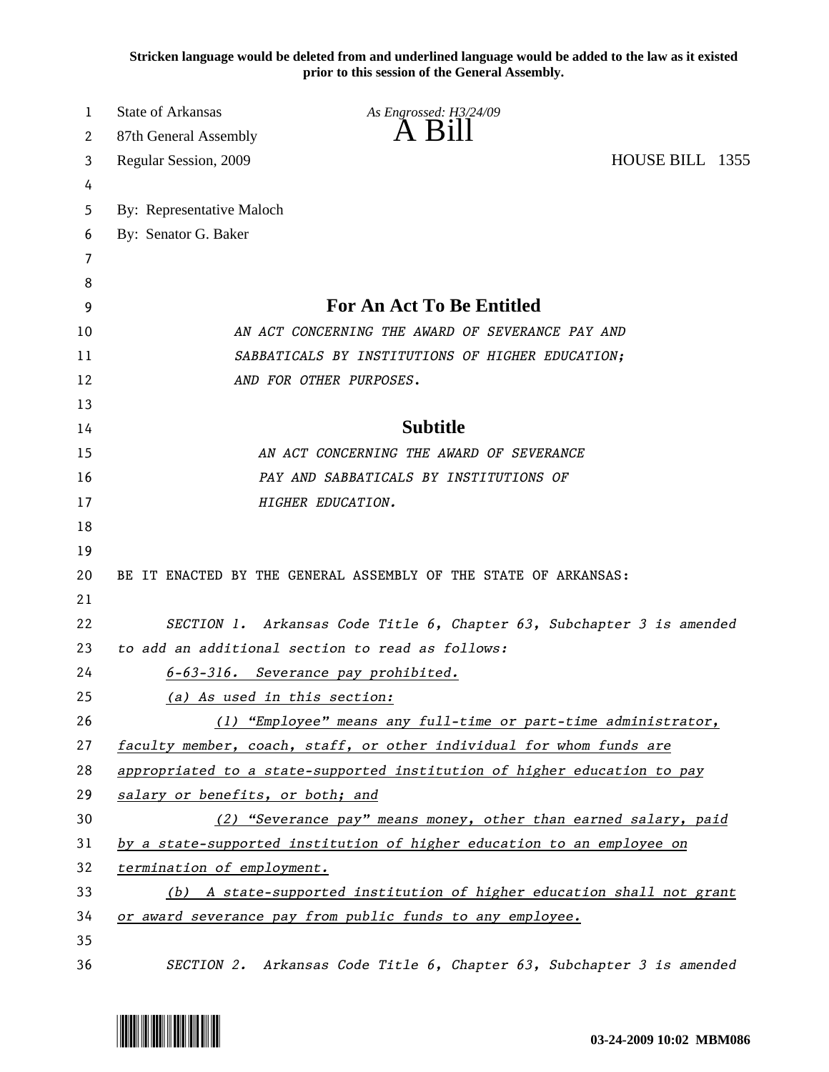**Stricken language would be deleted from and underlined language would be added to the law as it existed prior to this session of the General Assembly.**

State of Arkansas *As Engrossed: H3/24/09*
87th General Assembly **A Bill**
Regular Session, 2009 HOUSE BILL 1355

By: Representative Maloch
By: Senator G. Baker

## For An Act To Be Entitled

*AN ACT CONCERNING THE AWARD OF SEVERANCE PAY AND SABBATICALS BY INSTITUTIONS OF HIGHER EDUCATION; AND FOR OTHER PURPOSES.*

## Subtitle

*AN ACT CONCERNING THE AWARD OF SEVERANCE PAY AND SABBATICALS BY INSTITUTIONS OF HIGHER EDUCATION.*

BE IT ENACTED BY THE GENERAL ASSEMBLY OF THE STATE OF ARKANSAS:

*SECTION 1. Arkansas Code Title 6, Chapter 63, Subchapter 3 is amended to add an additional section to read as follows:*

<u>*6-63-316. Severance pay prohibited.*</u>

<u>*(a) As used in this section:*</u>

<u>*(1) "Employee" means any full-time or part-time administrator, faculty member, coach, staff, or other individual for whom funds are appropriated to a state-supported institution of higher education to pay salary or benefits, or both; and*</u>

<u>*(2) "Severance pay" means money, other than earned salary, paid by a state-supported institution of higher education to an employee on termination of employment.*</u>

<u>*(b) A state-supported institution of higher education shall not grant or award severance pay from public funds to any employee.*</u>

*SECTION 2. Arkansas Code Title 6, Chapter 63, Subchapter 3 is amended*

03-24-2009 10:02 MBM086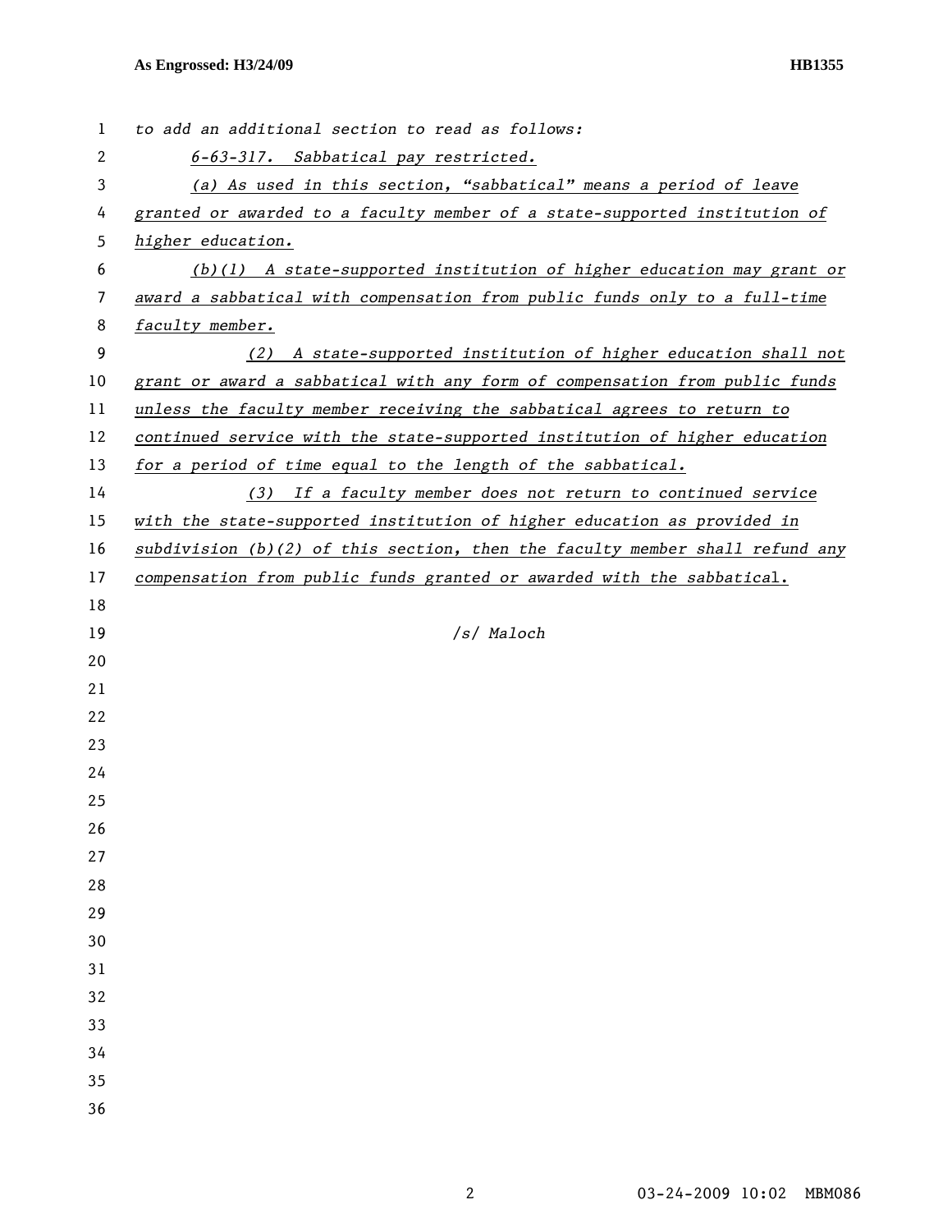*to add an additional section to read as follows:*

*6-63-317. Sabbatical pay restricted.*

*(a) As used in this section, "sabbatical" means a period of leave granted or awarded to a faculty member of a state-supported institution of higher education.*

*(b)(1) A state-supported institution of higher education may grant or award a sabbatical with compensation from public funds only to a full-time faculty member.*

*(2) A state-supported institution of higher education shall not grant or award a sabbatical with any form of compensation from public funds unless the faculty member receiving the sabbatical agrees to return to continued service with the state-supported institution of higher education for a period of time equal to the length of the sabbatical.*

*(3) If a faculty member does not return to continued service with the state-supported institution of higher education as provided in subdivision (b)(2) of this section, then the faculty member shall refund any compensation from public funds granted or awarded with the sabbatical.*

*/s/ Maloch*